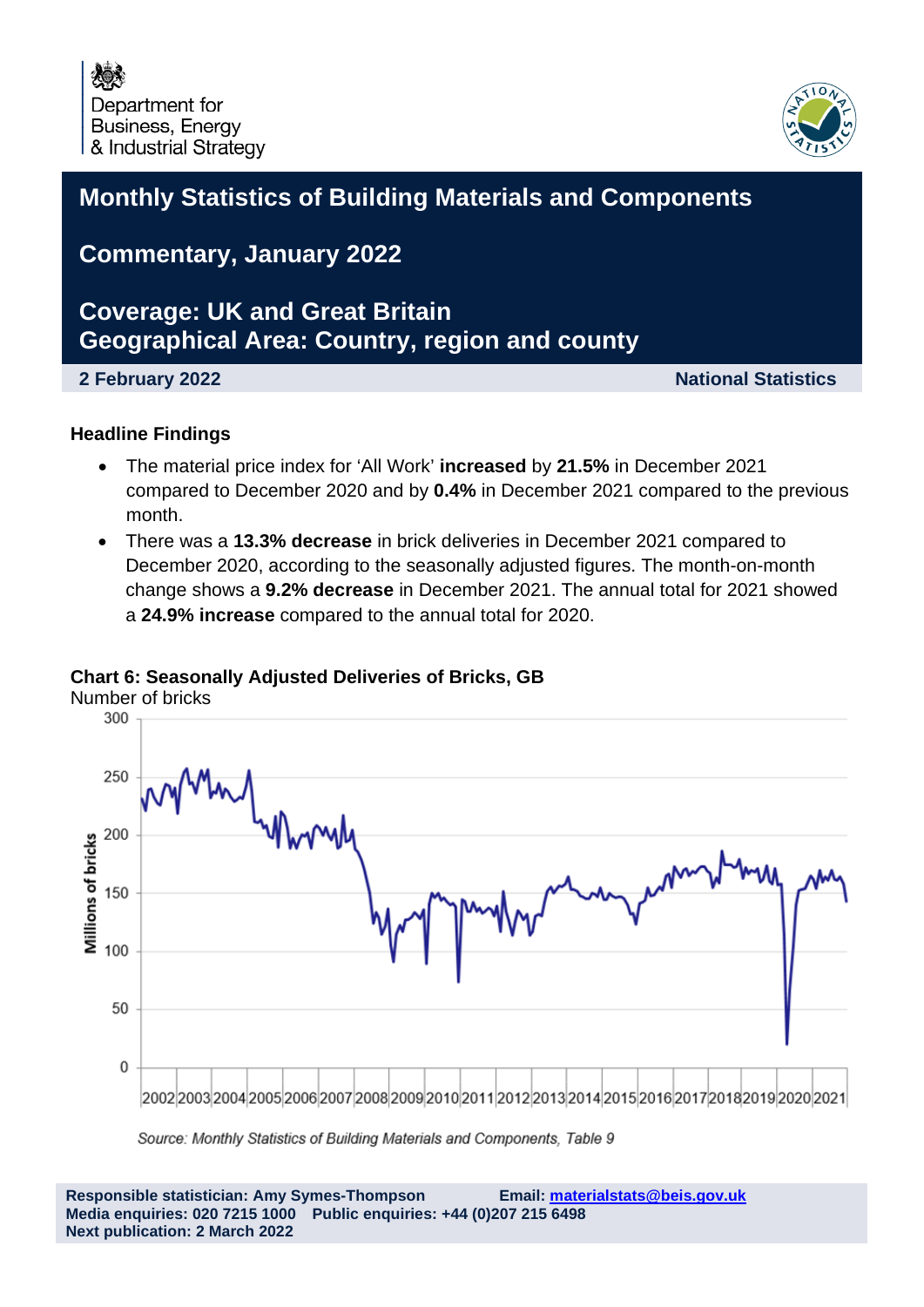Department for Business, Energy & Industrial Strategy

# Monthly Statistics of Building Materials and Components

## Commentary, January 2022

## Coverage: UK and Great Britain
## Geographical Area: Country, region and county

**2 February 2022** — **National Statistics**

### Headline Findings

- The material price index for 'All Work' **increased** by **21.5%** in December 2021 compared to December 2020 and by **0.4%** in December 2021 compared to the previous month.
- There was a **13.3% decrease** in brick deliveries in December 2021 compared to December 2020, according to the seasonally adjusted figures. The month-on-month change shows a **9.2% decrease** in December 2021. The annual total for 2021 showed a **24.9% increase** compared to the annual total for 2020.

**Chart 6: Seasonally Adjusted Deliveries of Bricks, GB**

Number of bricks

*Source: Monthly Statistics of Building Materials and Components, Table 9*

**Responsible statistician: Amy Symes-Thompson** **Email: materialstats@beis.gov.uk**
**Media enquiries: 020 7215 1000** **Public enquiries: +44 (0)207 215 6498**
**Next publication: 2 March 2022**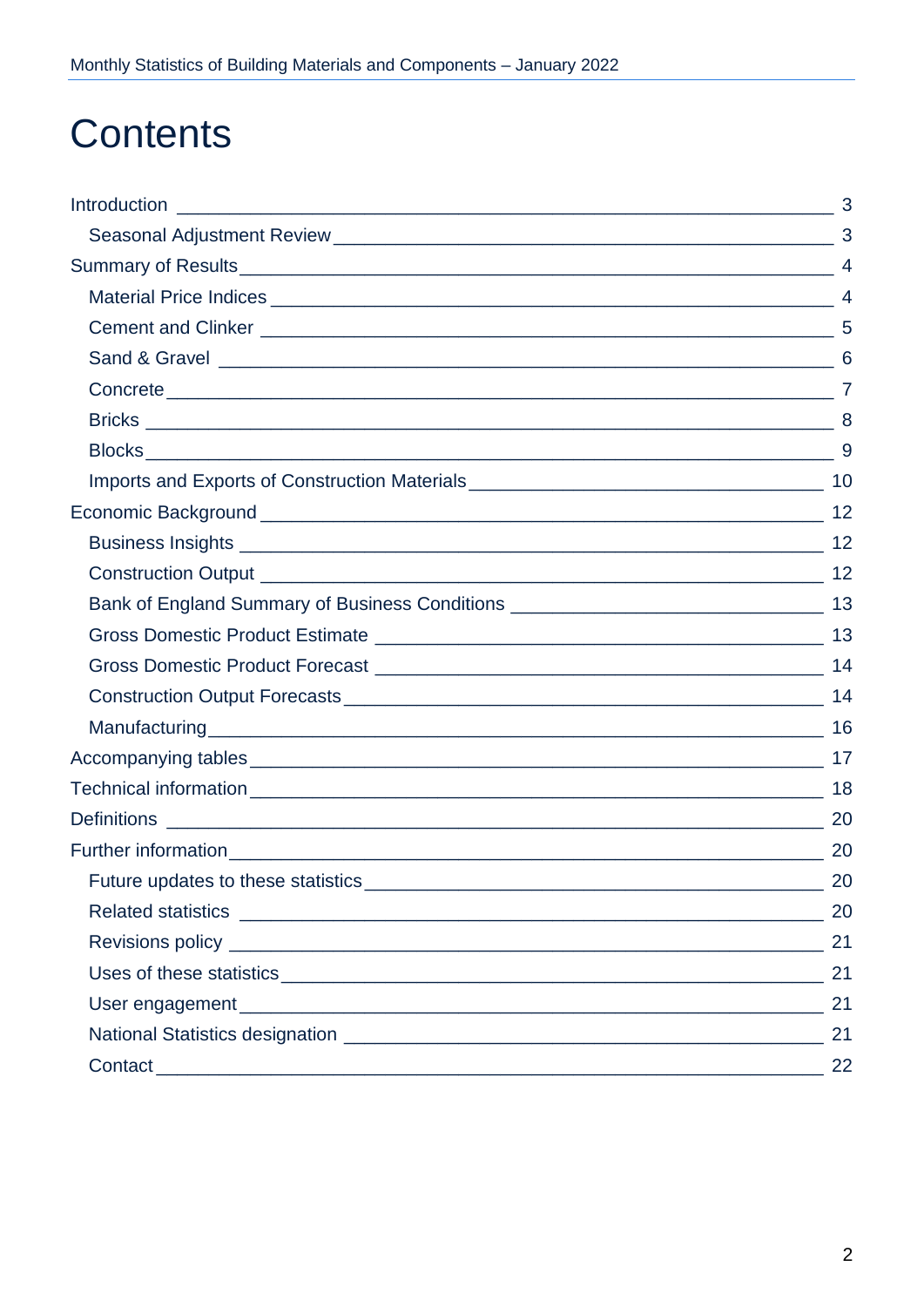# Contents

- Introduction 3
  - Seasonal Adjustment Review 3
- Summary of Results 4
  - Material Price Indices 4
  - Cement and Clinker 5
  - Sand & Gravel 6
  - Concrete 7
  - Bricks 8
  - Blocks 9
  - Imports and Exports of Construction Materials 10
- Economic Background 12
  - Business Insights 12
  - Construction Output 12
  - Bank of England Summary of Business Conditions 13
  - Gross Domestic Product Estimate 13
  - Gross Domestic Product Forecast 14
  - Construction Output Forecasts 14
  - Manufacturing 16
- Accompanying tables 17
- Technical information 18
- Definitions 20
- Further information 20
  - Future updates to these statistics 20
  - Related statistics 20
  - Revisions policy 21
  - Uses of these statistics 21
  - User engagement 21
  - National Statistics designation 21
  - Contact 22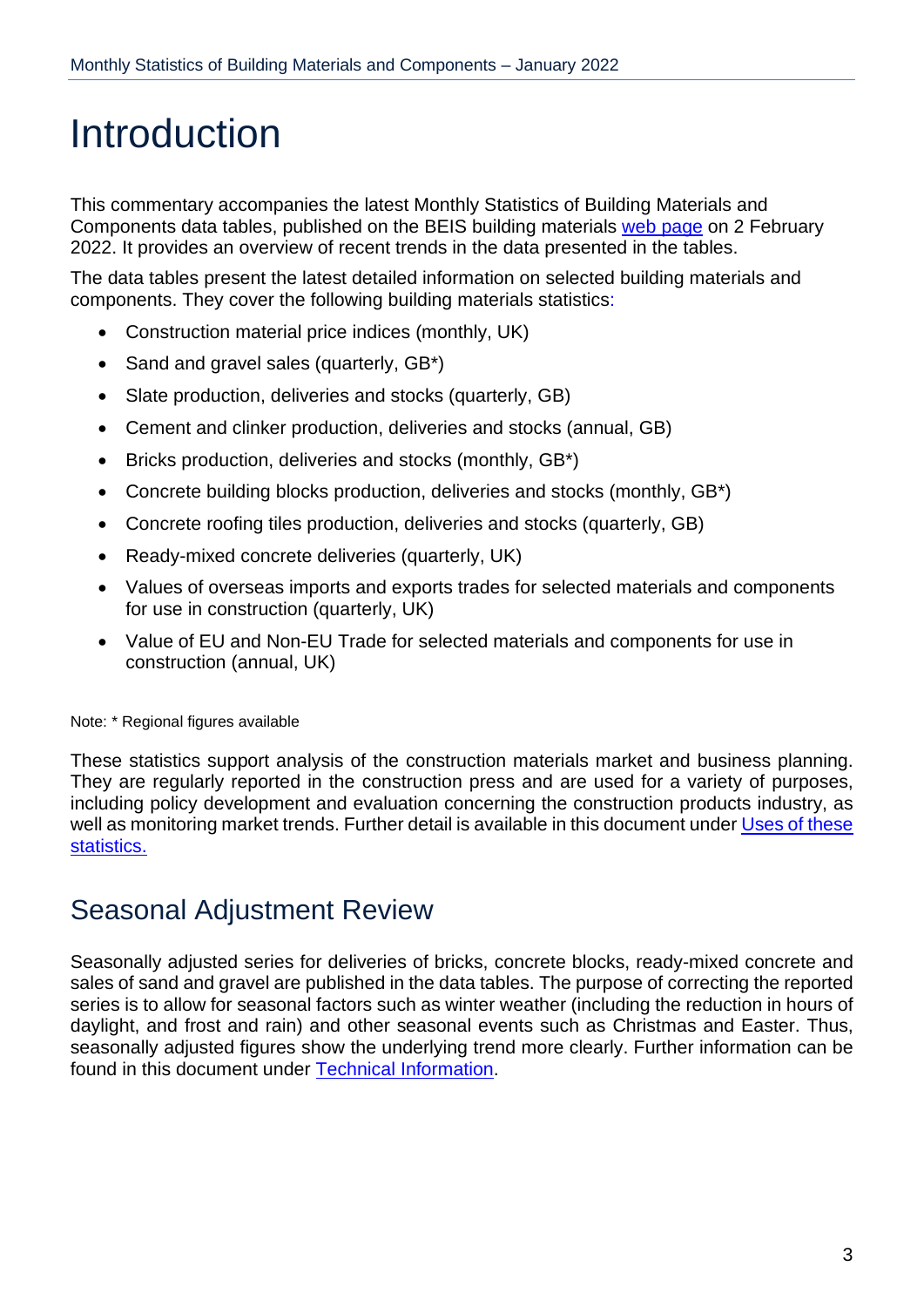# Introduction

This commentary accompanies the latest Monthly Statistics of Building Materials and Components data tables, published on the BEIS building materials web page on 2 February 2022. It provides an overview of recent trends in the data presented in the tables.

The data tables present the latest detailed information on selected building materials and components. They cover the following building materials statistics:

- Construction material price indices (monthly, UK)
- Sand and gravel sales (quarterly, GB*)
- Slate production, deliveries and stocks (quarterly, GB)
- Cement and clinker production, deliveries and stocks (annual, GB)
- Bricks production, deliveries and stocks (monthly, GB*)
- Concrete building blocks production, deliveries and stocks (monthly, GB*)
- Concrete roofing tiles production, deliveries and stocks (quarterly, GB)
- Ready-mixed concrete deliveries (quarterly, UK)
- Values of overseas imports and exports trades for selected materials and components for use in construction (quarterly, UK)
- Value of EU and Non-EU Trade for selected materials and components for use in construction (annual, UK)

Note: * Regional figures available

These statistics support analysis of the construction materials market and business planning. They are regularly reported in the construction press and are used for a variety of purposes, including policy development and evaluation concerning the construction products industry, as well as monitoring market trends. Further detail is available in this document under Uses of these statistics.

## Seasonal Adjustment Review

Seasonally adjusted series for deliveries of bricks, concrete blocks, ready-mixed concrete and sales of sand and gravel are published in the data tables. The purpose of correcting the reported series is to allow for seasonal factors such as winter weather (including the reduction in hours of daylight, and frost and rain) and other seasonal events such as Christmas and Easter. Thus, seasonally adjusted figures show the underlying trend more clearly. Further information can be found in this document under Technical Information.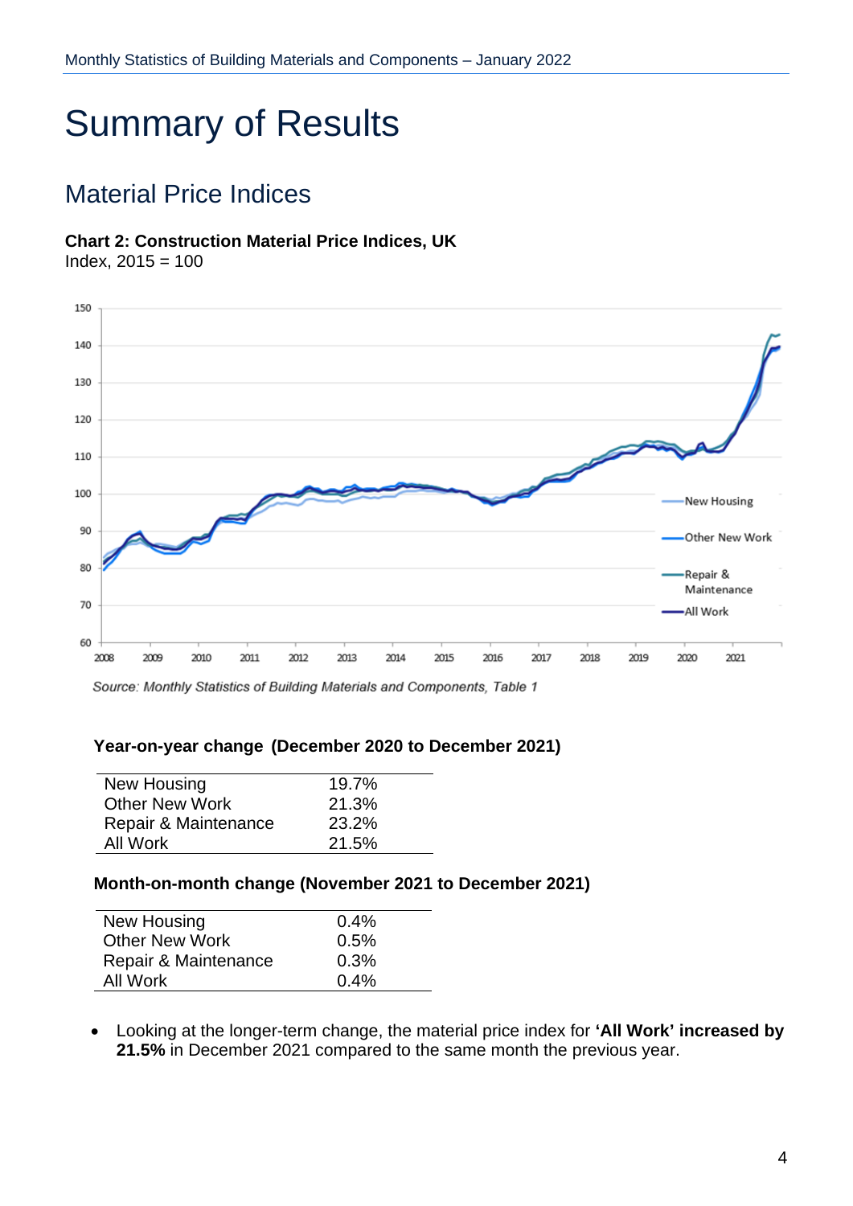# Summary of Results

## Material Price Indices

**Chart 2: Construction Material Price Indices, UK**
Index, 2015 = 100

*Source: Monthly Statistics of Building Materials and Components, Table 1*

**Year-on-year change (December 2020 to December 2021)**

| | |
|---|---|
| New Housing | 19.7% |
| Other New Work | 21.3% |
| Repair & Maintenance | 23.2% |
| All Work | 21.5% |

**Month-on-month change (November 2021 to December 2021)**

| | |
|---|---|
| New Housing | 0.4% |
| Other New Work | 0.5% |
| Repair & Maintenance | 0.3% |
| All Work | 0.4% |

- Looking at the longer-term change, the material price index for **'All Work' increased by 21.5%** in December 2021 compared to the same month the previous year.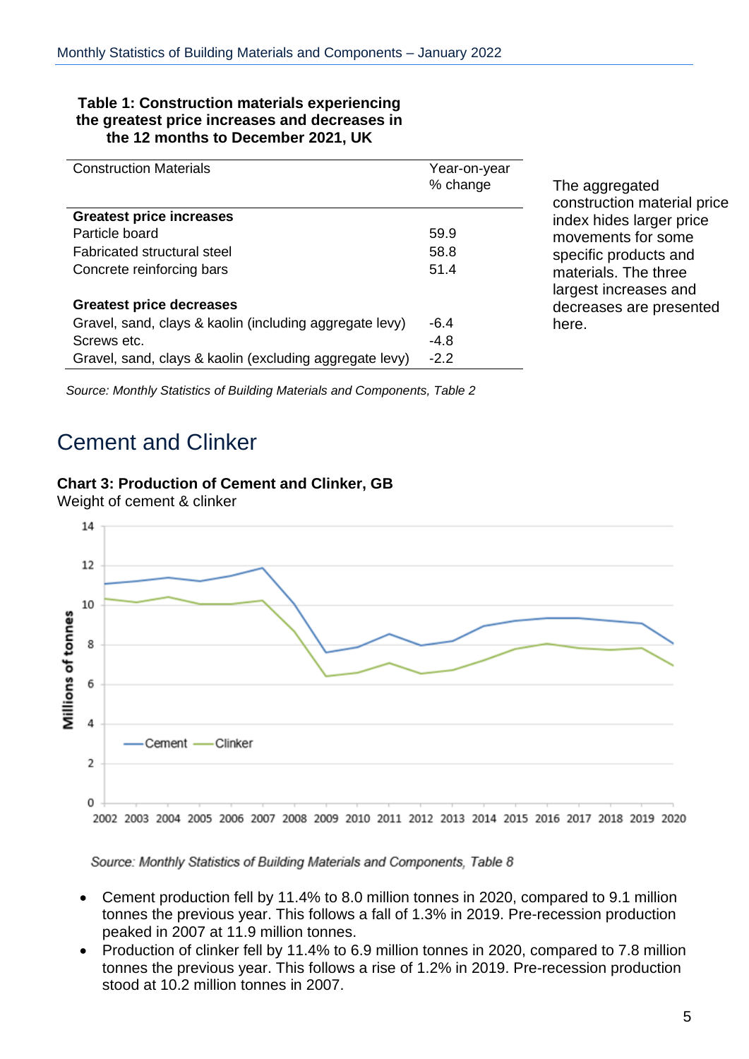**Table 1: Construction materials experiencing the greatest price increases and decreases in the 12 months to December 2021, UK**

| Construction Materials | Year-on-year % change |
|---|---|
| **Greatest price increases** | |
| Particle board | 59.9 |
| Fabricated structural steel | 58.8 |
| Concrete reinforcing bars | 51.4 |
| **Greatest price decreases** | |
| Gravel, sand, clays & kaolin (including aggregate levy) | -6.4 |
| Screws etc. | -4.8 |
| Gravel, sand, clays & kaolin (excluding aggregate levy) | -2.2 |

*Source: Monthly Statistics of Building Materials and Components, Table 2*

The aggregated construction material price index hides larger price movements for some specific products and materials. The three largest increases and decreases are presented here.

## Cement and Clinker

**Chart 3: Production of Cement and Clinker, GB**

Weight of cement & clinker

*Source: Monthly Statistics of Building Materials and Components, Table 8*

- Cement production fell by 11.4% to 8.0 million tonnes in 2020, compared to 9.1 million tonnes the previous year. This follows a fall of 1.3% in 2019. Pre-recession production peaked in 2007 at 11.9 million tonnes.
- Production of clinker fell by 11.4% to 6.9 million tonnes in 2020, compared to 7.8 million tonnes the previous year. This follows a rise of 1.2% in 2019. Pre-recession production stood at 10.2 million tonnes in 2007.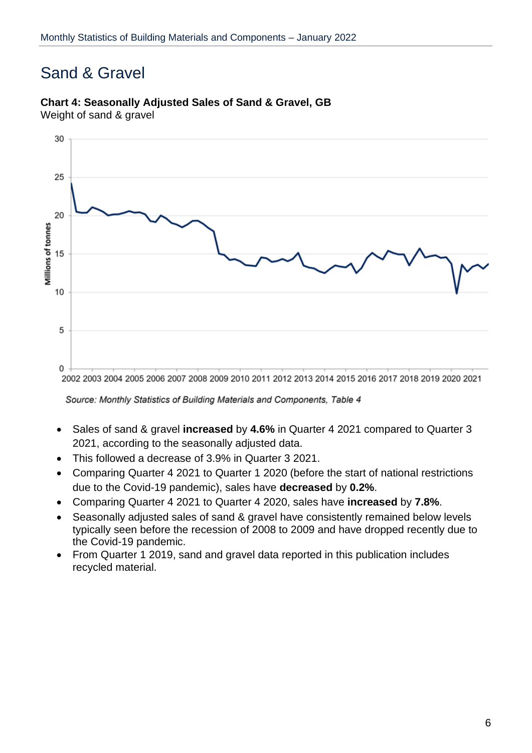# Sand & Gravel

**Chart 4: Seasonally Adjusted Sales of Sand & Gravel, GB**
Weight of sand & gravel

*Source: Monthly Statistics of Building Materials and Components, Table 4*

- Sales of sand & gravel **increased** by **4.6%** in Quarter 4 2021 compared to Quarter 3 2021, according to the seasonally adjusted data.
- This followed a decrease of 3.9% in Quarter 3 2021.
- Comparing Quarter 4 2021 to Quarter 1 2020 (before the start of national restrictions due to the Covid-19 pandemic), sales have **decreased** by **0.2%**.
- Comparing Quarter 4 2021 to Quarter 4 2020, sales have **increased** by **7.8%**.
- Seasonally adjusted sales of sand & gravel have consistently remained below levels typically seen before the recession of 2008 to 2009 and have dropped recently due to the Covid-19 pandemic.
- From Quarter 1 2019, sand and gravel data reported in this publication includes recycled material.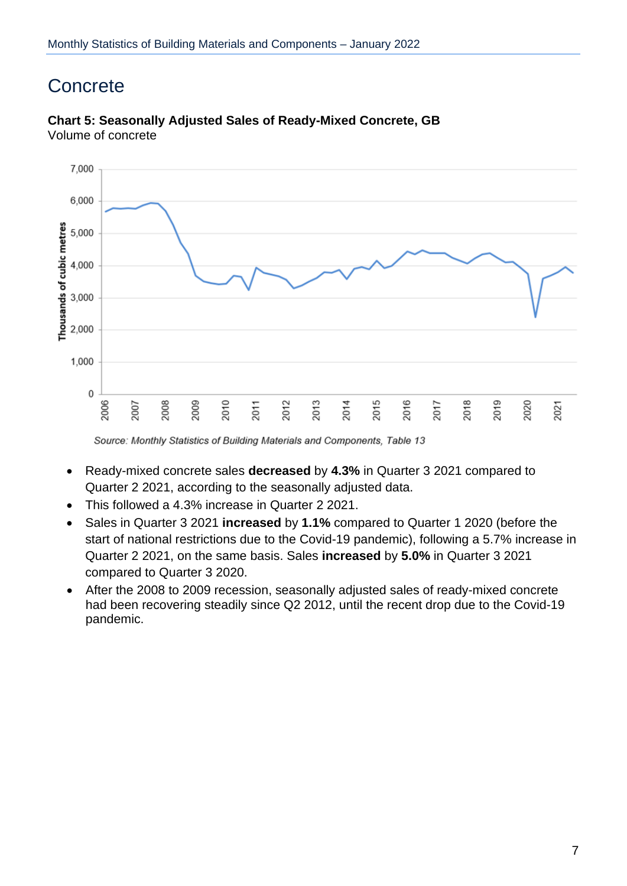# Concrete

**Chart 5: Seasonally Adjusted Sales of Ready-Mixed Concrete, GB**
Volume of concrete

*Source: Monthly Statistics of Building Materials and Components, Table 13*

- Ready-mixed concrete sales **decreased** by **4.3%** in Quarter 3 2021 compared to Quarter 2 2021, according to the seasonally adjusted data.
- This followed a 4.3% increase in Quarter 2 2021.
- Sales in Quarter 3 2021 **increased** by **1.1%** compared to Quarter 1 2020 (before the start of national restrictions due to the Covid-19 pandemic), following a 5.7% increase in Quarter 2 2021, on the same basis. Sales **increased** by **5.0%** in Quarter 3 2021 compared to Quarter 3 2020.
- After the 2008 to 2009 recession, seasonally adjusted sales of ready-mixed concrete had been recovering steadily since Q2 2012, until the recent drop due to the Covid-19 pandemic.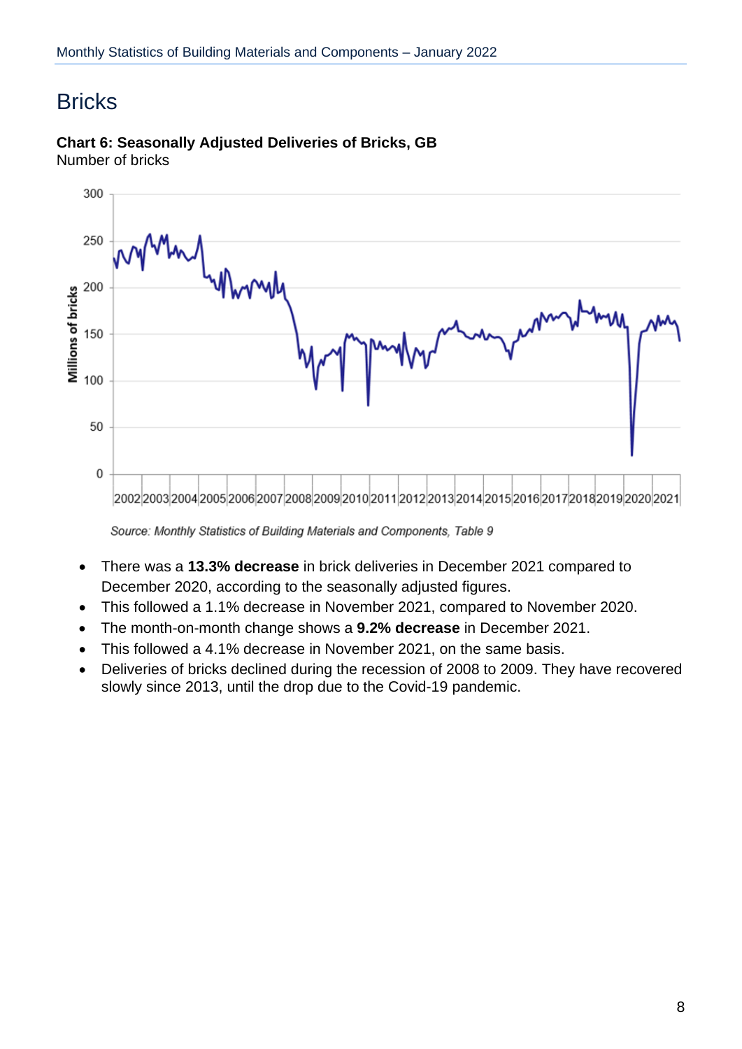# Bricks

**Chart 6: Seasonally Adjusted Deliveries of Bricks, GB**
Number of bricks

*Source: Monthly Statistics of Building Materials and Components, Table 9*

- There was a **13.3% decrease** in brick deliveries in December 2021 compared to December 2020, according to the seasonally adjusted figures.
- This followed a 1.1% decrease in November 2021, compared to November 2020.
- The month-on-month change shows a **9.2% decrease** in December 2021.
- This followed a 4.1% decrease in November 2021, on the same basis.
- Deliveries of bricks declined during the recession of 2008 to 2009. They have recovered slowly since 2013, until the drop due to the Covid-19 pandemic.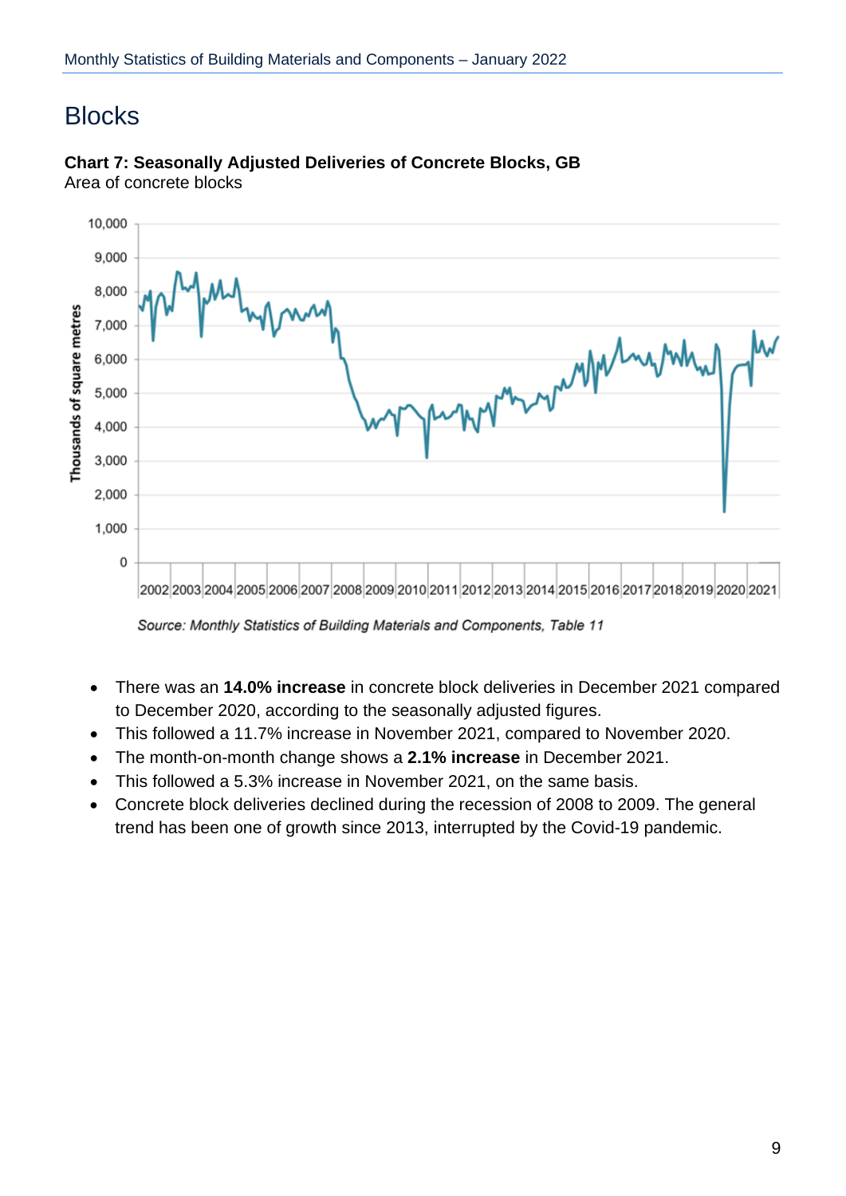# Blocks

**Chart 7: Seasonally Adjusted Deliveries of Concrete Blocks, GB**
Area of concrete blocks

*Source: Monthly Statistics of Building Materials and Components, Table 11*

- There was an **14.0% increase** in concrete block deliveries in December 2021 compared to December 2020, according to the seasonally adjusted figures.
- This followed a 11.7% increase in November 2021, compared to November 2020.
- The month-on-month change shows a **2.1% increase** in December 2021.
- This followed a 5.3% increase in November 2021, on the same basis.
- Concrete block deliveries declined during the recession of 2008 to 2009. The general trend has been one of growth since 2013, interrupted by the Covid-19 pandemic.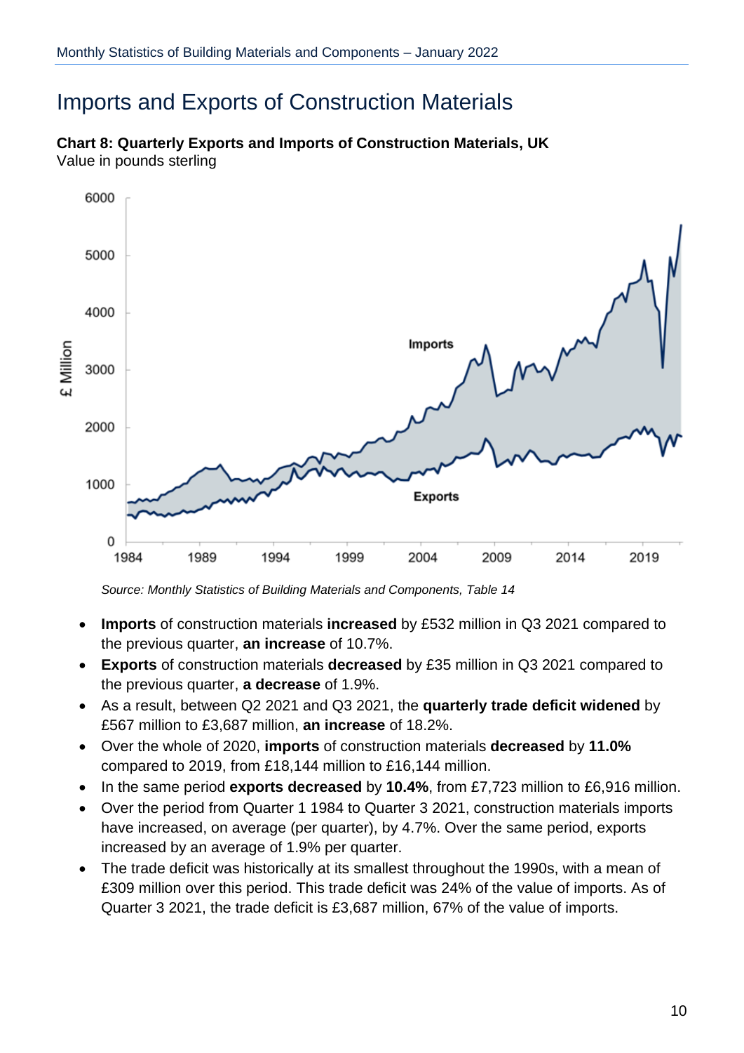# Imports and Exports of Construction Materials

**Chart 8: Quarterly Exports and Imports of Construction Materials, UK**
Value in pounds sterling

*Source: Monthly Statistics of Building Materials and Components, Table 14*

- **Imports** of construction materials **increased** by £532 million in Q3 2021 compared to the previous quarter, **an increase** of 10.7%.
- **Exports** of construction materials **decreased** by £35 million in Q3 2021 compared to the previous quarter, **a decrease** of 1.9%.
- As a result, between Q2 2021 and Q3 2021, the **quarterly trade deficit widened** by £567 million to £3,687 million, **an increase** of 18.2%.
- Over the whole of 2020, **imports** of construction materials **decreased** by **11.0%** compared to 2019, from £18,144 million to £16,144 million.
- In the same period **exports decreased** by **10.4%**, from £7,723 million to £6,916 million.
- Over the period from Quarter 1 1984 to Quarter 3 2021, construction materials imports have increased, on average (per quarter), by 4.7%. Over the same period, exports increased by an average of 1.9% per quarter.
- The trade deficit was historically at its smallest throughout the 1990s, with a mean of £309 million over this period. This trade deficit was 24% of the value of imports. As of Quarter 3 2021, the trade deficit is £3,687 million, 67% of the value of imports.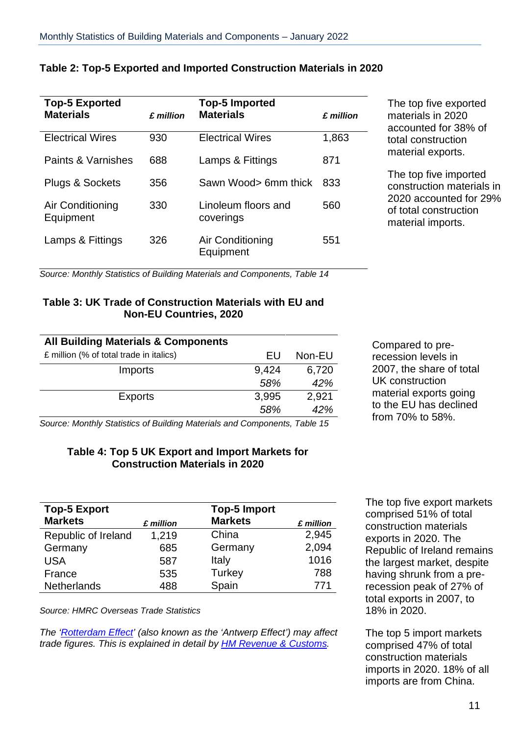**Table 2: Top-5 Exported and Imported Construction Materials in 2020**

| Top-5 Exported Materials | £ million | Top-5 Imported Materials | £ million |
|---|---|---|---|
| Electrical Wires | 930 | Electrical Wires | 1,863 |
| Paints & Varnishes | 688 | Lamps & Fittings | 871 |
| Plugs & Sockets | 356 | Sawn Wood> 6mm thick | 833 |
| Air Conditioning Equipment | 330 | Linoleum floors and coverings | 560 |
| Lamps & Fittings | 326 | Air Conditioning Equipment | 551 |

*Source: Monthly Statistics of Building Materials and Components, Table 14*

The top five exported materials in 2020 accounted for 38% of total construction material exports.

The top five imported construction materials in 2020 accounted for 29% of total construction material imports.

**Table 3: UK Trade of Construction Materials with EU and Non-EU Countries, 2020**

| **All Building Materials & Components**<br>£ million (% of total trade in italics) | EU | Non-EU |
|---|---|---|
| Imports | 9,424 | 6,720 |
| | *58%* | *42%* |
| Exports | 3,995 | 2,921 |
| | *58%* | *42%* |

*Source: Monthly Statistics of Building Materials and Components, Table 15*

Compared to pre-recession levels in 2007, the share of total UK construction material exports going to the EU has declined from 70% to 58%.

**Table 4: Top 5 UK Export and Import Markets for Construction Materials in 2020**

| Top-5 Export Markets | £ million | Top-5 Import Markets | £ million |
|---|---|---|---|
| Republic of Ireland | 1,219 | China | 2,945 |
| Germany | 685 | Germany | 2,094 |
| USA | 587 | Italy | 1016 |
| France | 535 | Turkey | 788 |
| Netherlands | 488 | Spain | 771 |

*Source: HMRC Overseas Trade Statistics*

*The 'Rotterdam Effect' (also known as the 'Antwerp Effect') may affect trade figures. This is explained in detail by HM Revenue & Customs.*

The top five export markets comprised 51% of total construction materials exports in 2020. The Republic of Ireland remains the largest market, despite having shrunk from a pre-recession peak of 27% of total exports in 2007, to 18% in 2020.

The top 5 import markets comprised 47% of total construction materials imports in 2020. 18% of all imports are from China.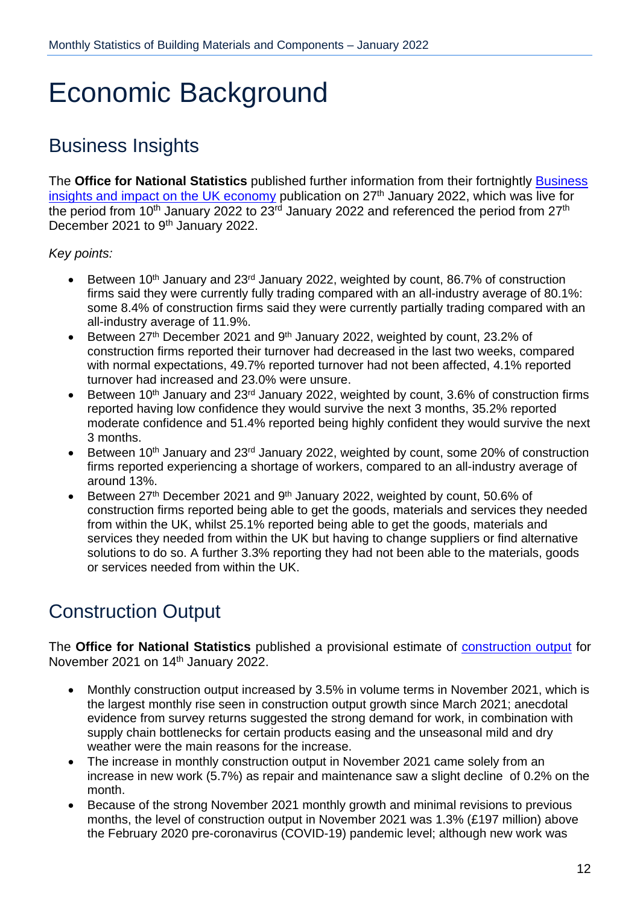# Economic Background

## Business Insights

The **Office for National Statistics** published further information from their fortnightly Business insights and impact on the UK economy publication on 27th January 2022, which was live for the period from 10th January 2022 to 23rd January 2022 and referenced the period from 27th December 2021 to 9th January 2022.

*Key points:*

- Between 10th January and 23rd January 2022, weighted by count, 86.7% of construction firms said they were currently fully trading compared with an all-industry average of 80.1%: some 8.4% of construction firms said they were currently partially trading compared with an all-industry average of 11.9%.
- Between 27th December 2021 and 9th January 2022, weighted by count, 23.2% of construction firms reported their turnover had decreased in the last two weeks, compared with normal expectations, 49.7% reported turnover had not been affected, 4.1% reported turnover had increased and 23.0% were unsure.
- Between 10th January and 23rd January 2022, weighted by count, 3.6% of construction firms reported having low confidence they would survive the next 3 months, 35.2% reported moderate confidence and 51.4% reported being highly confident they would survive the next 3 months.
- Between 10th January and 23rd January 2022, weighted by count, some 20% of construction firms reported experiencing a shortage of workers, compared to an all-industry average of around 13%.
- Between 27th December 2021 and 9th January 2022, weighted by count, 50.6% of construction firms reported being able to get the goods, materials and services they needed from within the UK, whilst 25.1% reported being able to get the goods, materials and services they needed from within the UK but having to change suppliers or find alternative solutions to do so. A further 3.3% reporting they had not been able to the materials, goods or services needed from within the UK.

## Construction Output

The **Office for National Statistics** published a provisional estimate of construction output for November 2021 on 14th January 2022.

- Monthly construction output increased by 3.5% in volume terms in November 2021, which is the largest monthly rise seen in construction output growth since March 2021; anecdotal evidence from survey returns suggested the strong demand for work, in combination with supply chain bottlenecks for certain products easing and the unseasonal mild and dry weather were the main reasons for the increase.
- The increase in monthly construction output in November 2021 came solely from an increase in new work (5.7%) as repair and maintenance saw a slight decline of 0.2% on the month.
- Because of the strong November 2021 monthly growth and minimal revisions to previous months, the level of construction output in November 2021 was 1.3% (£197 million) above the February 2020 pre-coronavirus (COVID-19) pandemic level; although new work was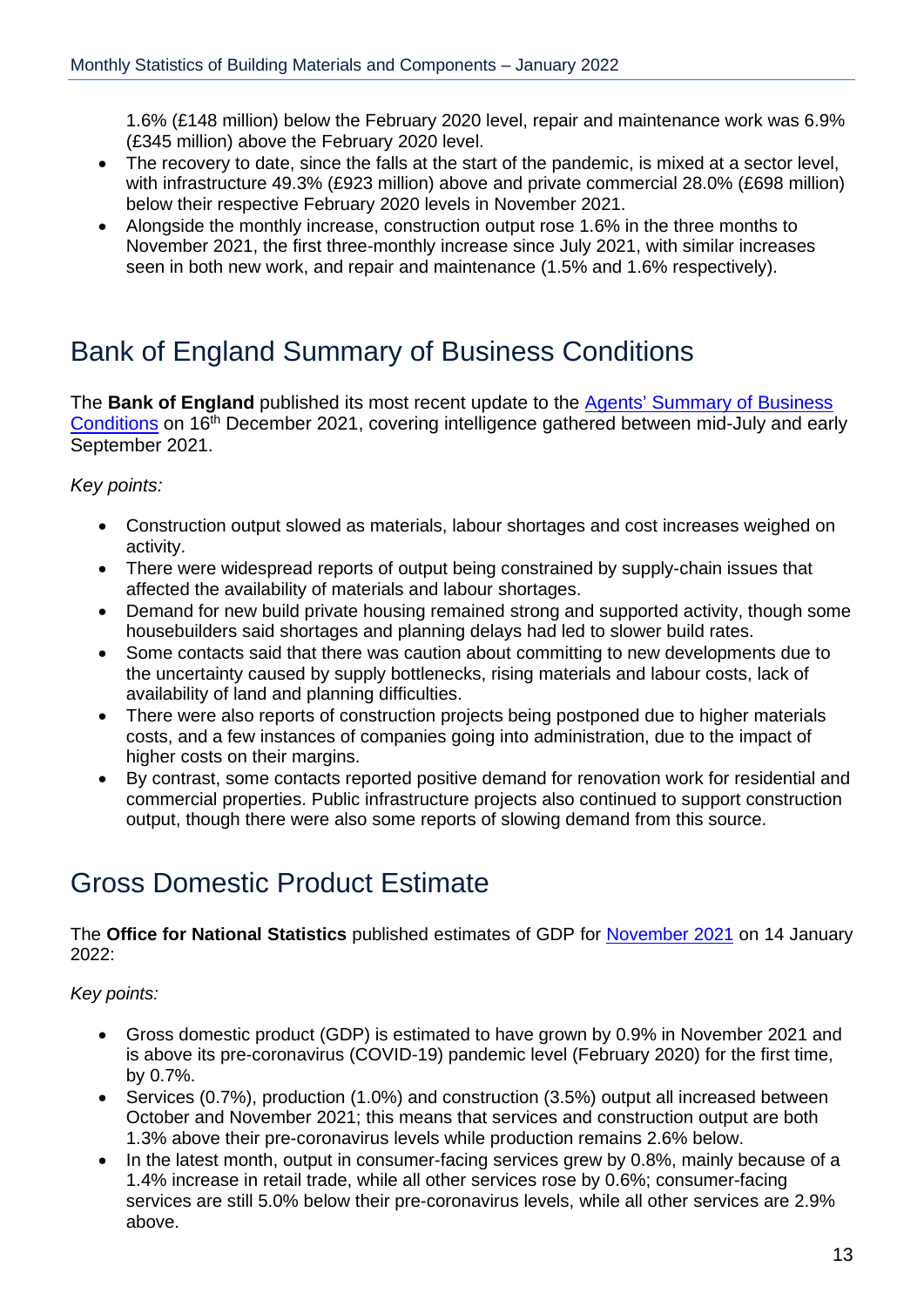1.6% (£148 million) below the February 2020 level, repair and maintenance work was 6.9% (£345 million) above the February 2020 level.

- The recovery to date, since the falls at the start of the pandemic, is mixed at a sector level, with infrastructure 49.3% (£923 million) above and private commercial 28.0% (£698 million) below their respective February 2020 levels in November 2021.
- Alongside the monthly increase, construction output rose 1.6% in the three months to November 2021, the first three-monthly increase since July 2021, with similar increases seen in both new work, and repair and maintenance (1.5% and 1.6% respectively).

# Bank of England Summary of Business Conditions

The **Bank of England** published its most recent update to the [Agents' Summary of Business Conditions]() on 16th December 2021, covering intelligence gathered between mid-July and early September 2021.

*Key points:*

- Construction output slowed as materials, labour shortages and cost increases weighed on activity.
- There were widespread reports of output being constrained by supply-chain issues that affected the availability of materials and labour shortages.
- Demand for new build private housing remained strong and supported activity, though some housebuilders said shortages and planning delays had led to slower build rates.
- Some contacts said that there was caution about committing to new developments due to the uncertainty caused by supply bottlenecks, rising materials and labour costs, lack of availability of land and planning difficulties.
- There were also reports of construction projects being postponed due to higher materials costs, and a few instances of companies going into administration, due to the impact of higher costs on their margins.
- By contrast, some contacts reported positive demand for renovation work for residential and commercial properties. Public infrastructure projects also continued to support construction output, though there were also some reports of slowing demand from this source.

# Gross Domestic Product Estimate

The **Office for National Statistics** published estimates of GDP for [November 2021]() on 14 January 2022:

*Key points:*

- Gross domestic product (GDP) is estimated to have grown by 0.9% in November 2021 and is above its pre-coronavirus (COVID-19) pandemic level (February 2020) for the first time, by 0.7%.
- Services (0.7%), production (1.0%) and construction (3.5%) output all increased between October and November 2021; this means that services and construction output are both 1.3% above their pre-coronavirus levels while production remains 2.6% below.
- In the latest month, output in consumer-facing services grew by 0.8%, mainly because of a 1.4% increase in retail trade, while all other services rose by 0.6%; consumer-facing services are still 5.0% below their pre-coronavirus levels, while all other services are 2.9% above.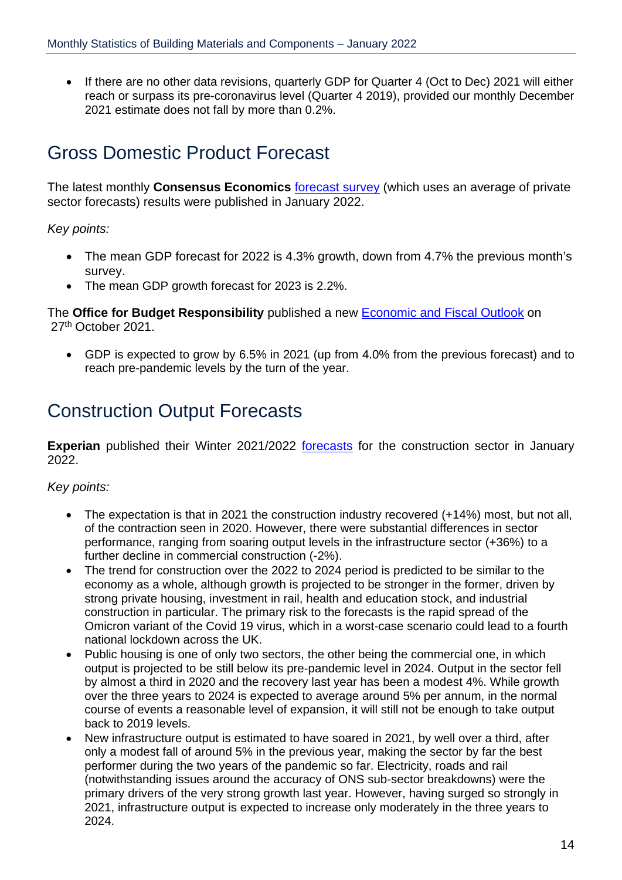- If there are no other data revisions, quarterly GDP for Quarter 4 (Oct to Dec) 2021 will either reach or surpass its pre-coronavirus level (Quarter 4 2019), provided our monthly December 2021 estimate does not fall by more than 0.2%.

## Gross Domestic Product Forecast

The latest monthly **Consensus Economics** forecast survey (which uses an average of private sector forecasts) results were published in January 2022.

*Key points:*

- The mean GDP forecast for 2022 is 4.3% growth, down from 4.7% the previous month's survey.
- The mean GDP growth forecast for 2023 is 2.2%.

The **Office for Budget Responsibility** published a new Economic and Fiscal Outlook on 27th October 2021.

- GDP is expected to grow by 6.5% in 2021 (up from 4.0% from the previous forecast) and to reach pre-pandemic levels by the turn of the year.

## Construction Output Forecasts

**Experian** published their Winter 2021/2022 forecasts for the construction sector in January 2022.

*Key points:*

- The expectation is that in 2021 the construction industry recovered (+14%) most, but not all, of the contraction seen in 2020. However, there were substantial differences in sector performance, ranging from soaring output levels in the infrastructure sector (+36%) to a further decline in commercial construction (-2%).
- The trend for construction over the 2022 to 2024 period is predicted to be similar to the economy as a whole, although growth is projected to be stronger in the former, driven by strong private housing, investment in rail, health and education stock, and industrial construction in particular. The primary risk to the forecasts is the rapid spread of the Omicron variant of the Covid 19 virus, which in a worst-case scenario could lead to a fourth national lockdown across the UK.
- Public housing is one of only two sectors, the other being the commercial one, in which output is projected to be still below its pre-pandemic level in 2024. Output in the sector fell by almost a third in 2020 and the recovery last year has been a modest 4%. While growth over the three years to 2024 is expected to average around 5% per annum, in the normal course of events a reasonable level of expansion, it will still not be enough to take output back to 2019 levels.
- New infrastructure output is estimated to have soared in 2021, by well over a third, after only a modest fall of around 5% in the previous year, making the sector by far the best performer during the two years of the pandemic so far. Electricity, roads and rail (notwithstanding issues around the accuracy of ONS sub-sector breakdowns) were the primary drivers of the very strong growth last year. However, having surged so strongly in 2021, infrastructure output is expected to increase only moderately in the three years to 2024.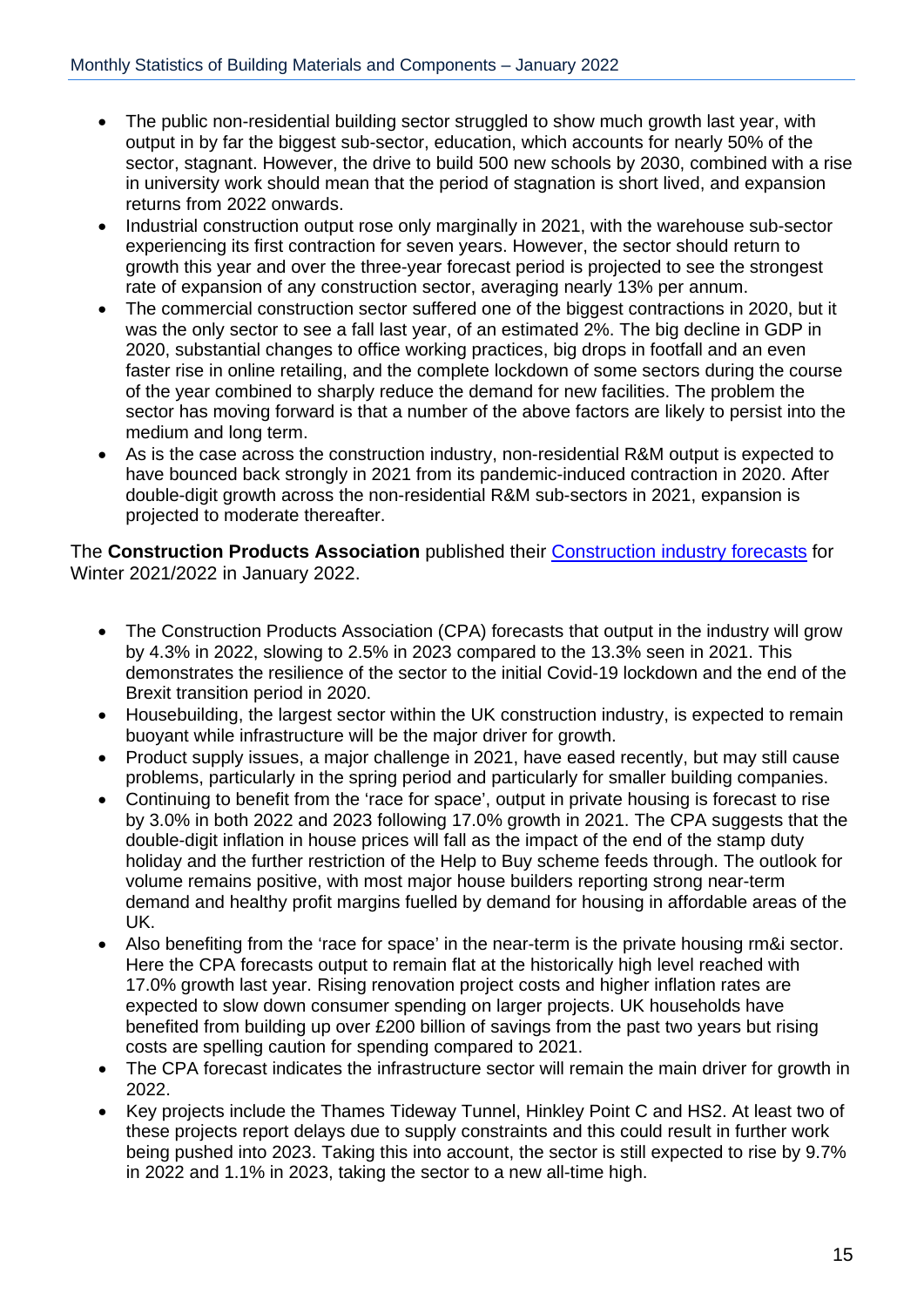- The public non-residential building sector struggled to show much growth last year, with output in by far the biggest sub-sector, education, which accounts for nearly 50% of the sector, stagnant. However, the drive to build 500 new schools by 2030, combined with a rise in university work should mean that the period of stagnation is short lived, and expansion returns from 2022 onwards.
- Industrial construction output rose only marginally in 2021, with the warehouse sub-sector experiencing its first contraction for seven years. However, the sector should return to growth this year and over the three-year forecast period is projected to see the strongest rate of expansion of any construction sector, averaging nearly 13% per annum.
- The commercial construction sector suffered one of the biggest contractions in 2020, but it was the only sector to see a fall last year, of an estimated 2%. The big decline in GDP in 2020, substantial changes to office working practices, big drops in footfall and an even faster rise in online retailing, and the complete lockdown of some sectors during the course of the year combined to sharply reduce the demand for new facilities. The problem the sector has moving forward is that a number of the above factors are likely to persist into the medium and long term.
- As is the case across the construction industry, non-residential R&M output is expected to have bounced back strongly in 2021 from its pandemic-induced contraction in 2020. After double-digit growth across the non-residential R&M sub-sectors in 2021, expansion is projected to moderate thereafter.

The **Construction Products Association** published their [Construction industry forecasts] for Winter 2021/2022 in January 2022.

- The Construction Products Association (CPA) forecasts that output in the industry will grow by 4.3% in 2022, slowing to 2.5% in 2023 compared to the 13.3% seen in 2021. This demonstrates the resilience of the sector to the initial Covid-19 lockdown and the end of the Brexit transition period in 2020.
- Housebuilding, the largest sector within the UK construction industry, is expected to remain buoyant while infrastructure will be the major driver for growth.
- Product supply issues, a major challenge in 2021, have eased recently, but may still cause problems, particularly in the spring period and particularly for smaller building companies.
- Continuing to benefit from the 'race for space', output in private housing is forecast to rise by 3.0% in both 2022 and 2023 following 17.0% growth in 2021. The CPA suggests that the double-digit inflation in house prices will fall as the impact of the end of the stamp duty holiday and the further restriction of the Help to Buy scheme feeds through. The outlook for volume remains positive, with most major house builders reporting strong near-term demand and healthy profit margins fuelled by demand for housing in affordable areas of the UK.
- Also benefiting from the 'race for space' in the near-term is the private housing rm&i sector. Here the CPA forecasts output to remain flat at the historically high level reached with 17.0% growth last year. Rising renovation project costs and higher inflation rates are expected to slow down consumer spending on larger projects. UK households have benefited from building up over £200 billion of savings from the past two years but rising costs are spelling caution for spending compared to 2021.
- The CPA forecast indicates the infrastructure sector will remain the main driver for growth in 2022.
- Key projects include the Thames Tideway Tunnel, Hinkley Point C and HS2. At least two of these projects report delays due to supply constraints and this could result in further work being pushed into 2023. Taking this into account, the sector is still expected to rise by 9.7% in 2022 and 1.1% in 2023, taking the sector to a new all-time high.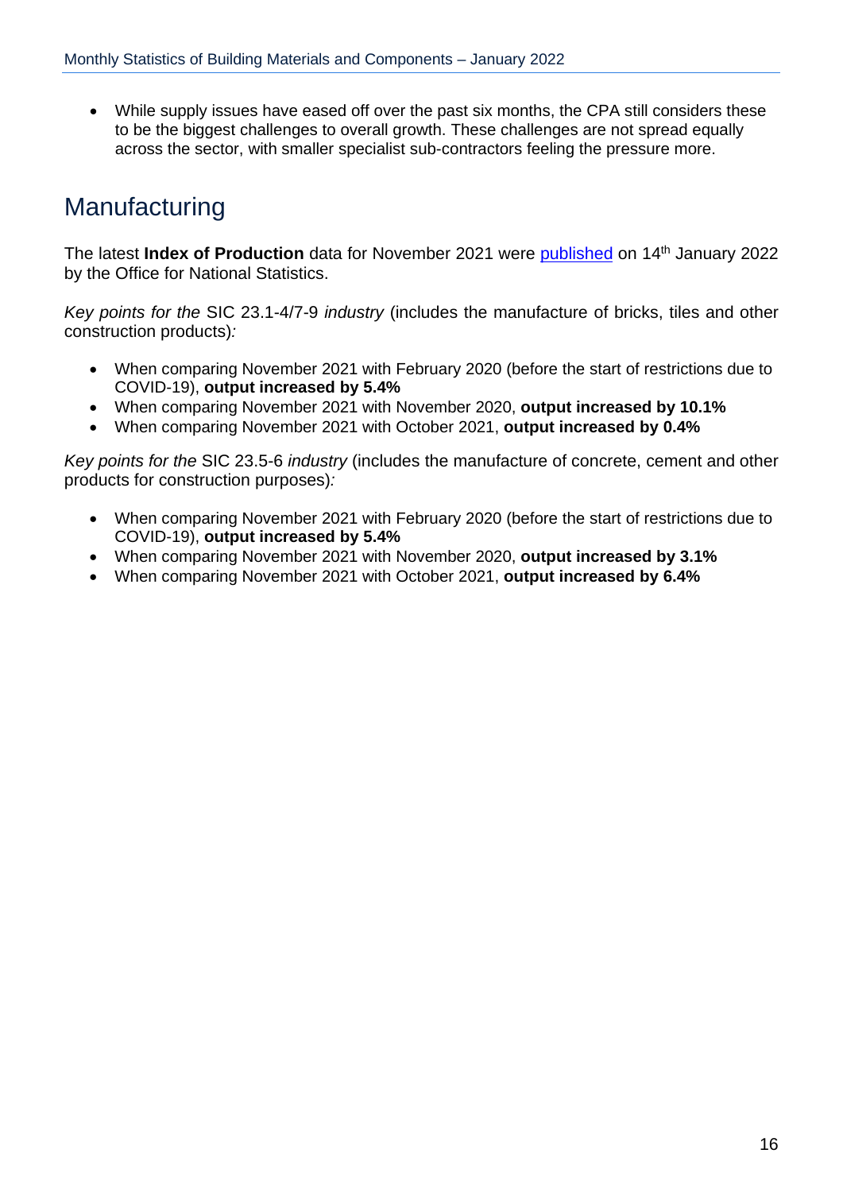- While supply issues have eased off over the past six months, the CPA still considers these to be the biggest challenges to overall growth. These challenges are not spread equally across the sector, with smaller specialist sub-contractors feeling the pressure more.

## Manufacturing

The latest **Index of Production** data for November 2021 were published on 14th January 2022 by the Office for National Statistics.

*Key points for the* SIC 23.1-4/7-9 *industry* (includes the manufacture of bricks, tiles and other construction products)*:*

- When comparing November 2021 with February 2020 (before the start of restrictions due to COVID-19), **output increased by 5.4%**
- When comparing November 2021 with November 2020, **output increased by 10.1%**
- When comparing November 2021 with October 2021, **output increased by 0.4%**

*Key points for the* SIC 23.5-6 *industry* (includes the manufacture of concrete, cement and other products for construction purposes)*:*

- When comparing November 2021 with February 2020 (before the start of restrictions due to COVID-19), **output increased by 5.4%**
- When comparing November 2021 with November 2020, **output increased by 3.1%**
- When comparing November 2021 with October 2021, **output increased by 6.4%**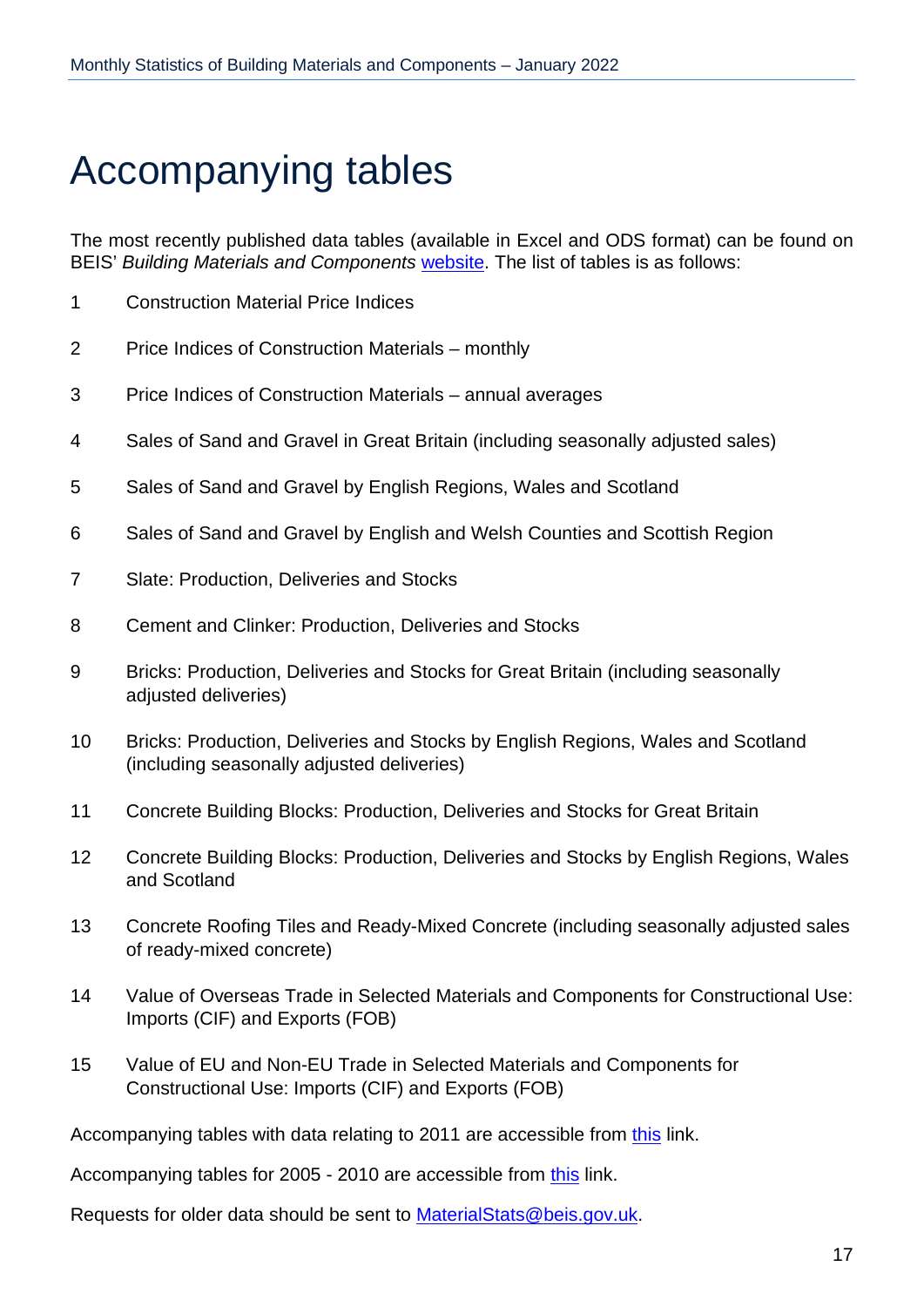# Accompanying tables

The most recently published data tables (available in Excel and ODS format) can be found on BEIS' *Building Materials and Components* website. The list of tables is as follows:

1. Construction Material Price Indices
2. Price Indices of Construction Materials – monthly
3. Price Indices of Construction Materials – annual averages
4. Sales of Sand and Gravel in Great Britain (including seasonally adjusted sales)
5. Sales of Sand and Gravel by English Regions, Wales and Scotland
6. Sales of Sand and Gravel by English and Welsh Counties and Scottish Region
7. Slate: Production, Deliveries and Stocks
8. Cement and Clinker: Production, Deliveries and Stocks
9. Bricks: Production, Deliveries and Stocks for Great Britain (including seasonally adjusted deliveries)
10. Bricks: Production, Deliveries and Stocks by English Regions, Wales and Scotland (including seasonally adjusted deliveries)
11. Concrete Building Blocks: Production, Deliveries and Stocks for Great Britain
12. Concrete Building Blocks: Production, Deliveries and Stocks by English Regions, Wales and Scotland
13. Concrete Roofing Tiles and Ready-Mixed Concrete (including seasonally adjusted sales of ready-mixed concrete)
14. Value of Overseas Trade in Selected Materials and Components for Constructional Use: Imports (CIF) and Exports (FOB)
15. Value of EU and Non-EU Trade in Selected Materials and Components for Constructional Use: Imports (CIF) and Exports (FOB)

Accompanying tables with data relating to 2011 are accessible from this link.

Accompanying tables for 2005 - 2010 are accessible from this link.

Requests for older data should be sent to MaterialStats@beis.gov.uk.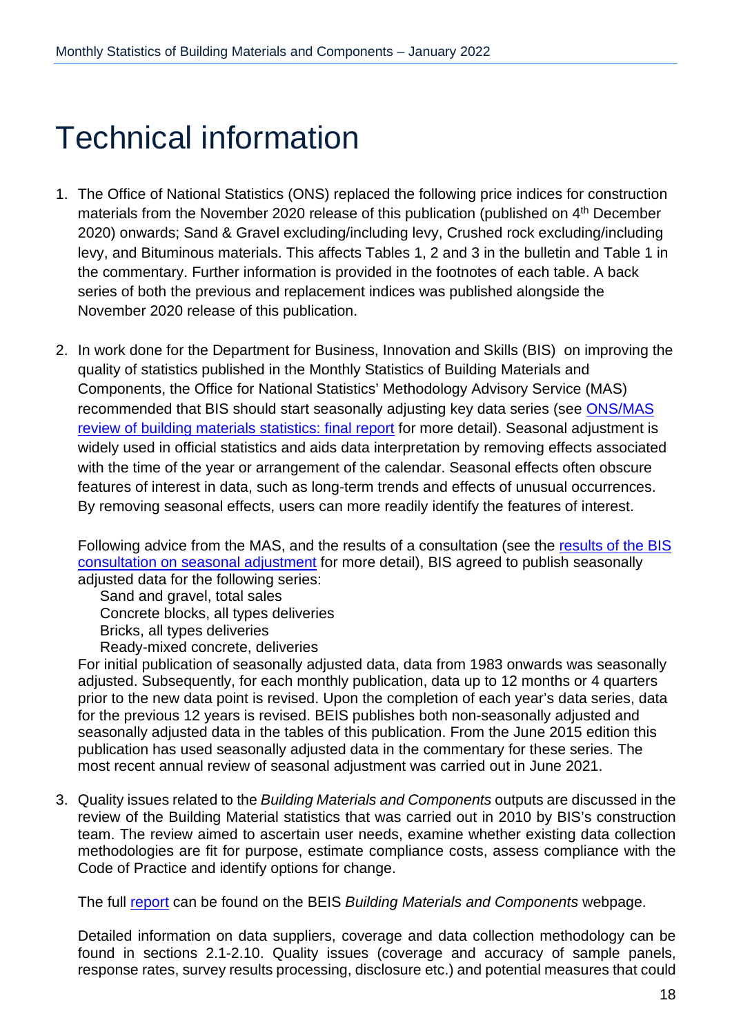# Technical information

1. The Office of National Statistics (ONS) replaced the following price indices for construction materials from the November 2020 release of this publication (published on 4th December 2020) onwards; Sand & Gravel excluding/including levy, Crushed rock excluding/including levy, and Bituminous materials. This affects Tables 1, 2 and 3 in the bulletin and Table 1 in the commentary. Further information is provided in the footnotes of each table. A back series of both the previous and replacement indices was published alongside the November 2020 release of this publication.

2. In work done for the Department for Business, Innovation and Skills (BIS) on improving the quality of statistics published in the Monthly Statistics of Building Materials and Components, the Office for National Statistics' Methodology Advisory Service (MAS) recommended that BIS should start seasonally adjusting key data series (see ONS/MAS review of building materials statistics: final report for more detail). Seasonal adjustment is widely used in official statistics and aids data interpretation by removing effects associated with the time of the year or arrangement of the calendar. Seasonal effects often obscure features of interest in data, such as long-term trends and effects of unusual occurrences. By removing seasonal effects, users can more readily identify the features of interest.

   Following advice from the MAS, and the results of a consultation (see the results of the BIS consultation on seasonal adjustment for more detail), BIS agreed to publish seasonally adjusted data for the following series:
   - Sand and gravel, total sales
   - Concrete blocks, all types deliveries
   - Bricks, all types deliveries
   - Ready-mixed concrete, deliveries

   For initial publication of seasonally adjusted data, data from 1983 onwards was seasonally adjusted. Subsequently, for each monthly publication, data up to 12 months or 4 quarters prior to the new data point is revised. Upon the completion of each year's data series, data for the previous 12 years is revised. BEIS publishes both non-seasonally adjusted and seasonally adjusted data in the tables of this publication. From the June 2015 edition this publication has used seasonally adjusted data in the commentary for these series. The most recent annual review of seasonal adjustment was carried out in June 2021.

3. Quality issues related to the *Building Materials and Components* outputs are discussed in the review of the Building Material statistics that was carried out in 2010 by BIS's construction team. The review aimed to ascertain user needs, examine whether existing data collection methodologies are fit for purpose, estimate compliance costs, assess compliance with the Code of Practice and identify options for change.

   The full report can be found on the BEIS *Building Materials and Components* webpage.

   Detailed information on data suppliers, coverage and data collection methodology can be found in sections 2.1-2.10. Quality issues (coverage and accuracy of sample panels, response rates, survey results processing, disclosure etc.) and potential measures that could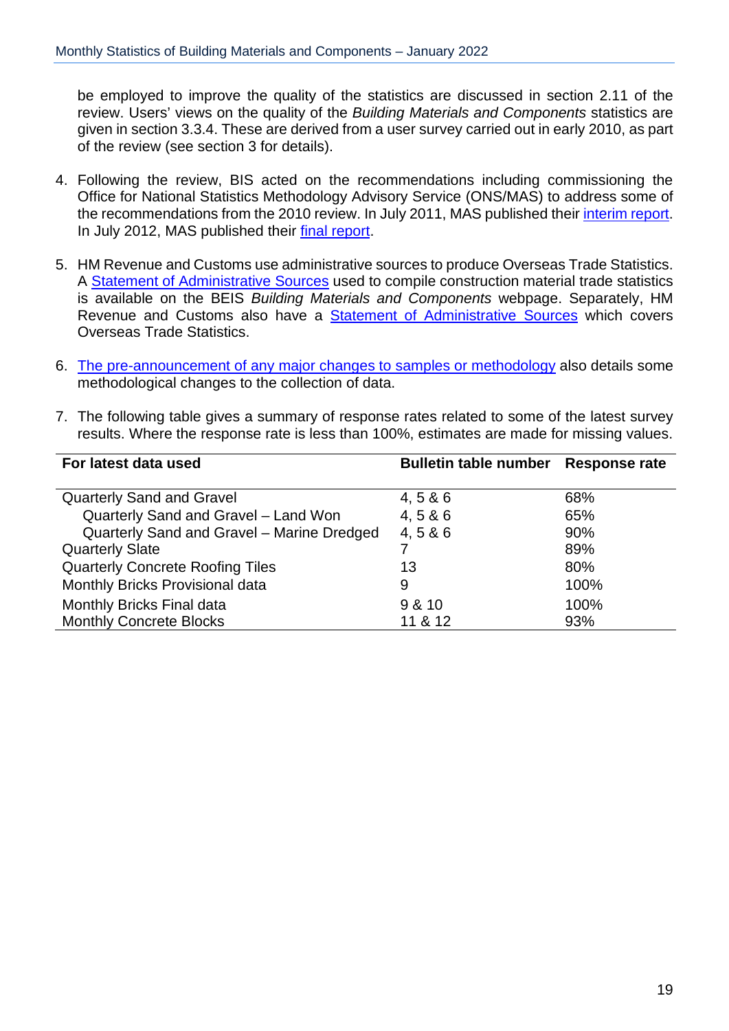be employed to improve the quality of the statistics are discussed in section 2.11 of the review. Users' views on the quality of the *Building Materials and Components* statistics are given in section 3.3.4. These are derived from a user survey carried out in early 2010, as part of the review (see section 3 for details).

4. Following the review, BIS acted on the recommendations including commissioning the Office for National Statistics Methodology Advisory Service (ONS/MAS) to address some of the recommendations from the 2010 review. In July 2011, MAS published their interim report. In July 2012, MAS published their final report.

5. HM Revenue and Customs use administrative sources to produce Overseas Trade Statistics. A Statement of Administrative Sources used to compile construction material trade statistics is available on the BEIS *Building Materials and Components* webpage. Separately, HM Revenue and Customs also have a Statement of Administrative Sources which covers Overseas Trade Statistics.

6. The pre-announcement of any major changes to samples or methodology also details some methodological changes to the collection of data.

7. The following table gives a summary of response rates related to some of the latest survey results. Where the response rate is less than 100%, estimates are made for missing values.

| For latest data used | Bulletin table number | Response rate |
|---|---|---|
| Quarterly Sand and Gravel | 4, 5 & 6 | 68% |
| Quarterly Sand and Gravel – Land Won | 4, 5 & 6 | 65% |
| Quarterly Sand and Gravel – Marine Dredged | 4, 5 & 6 | 90% |
| Quarterly Slate | 7 | 89% |
| Quarterly Concrete Roofing Tiles | 13 | 80% |
| Monthly Bricks Provisional data | 9 | 100% |
| Monthly Bricks Final data | 9 & 10 | 100% |
| Monthly Concrete Blocks | 11 & 12 | 93% |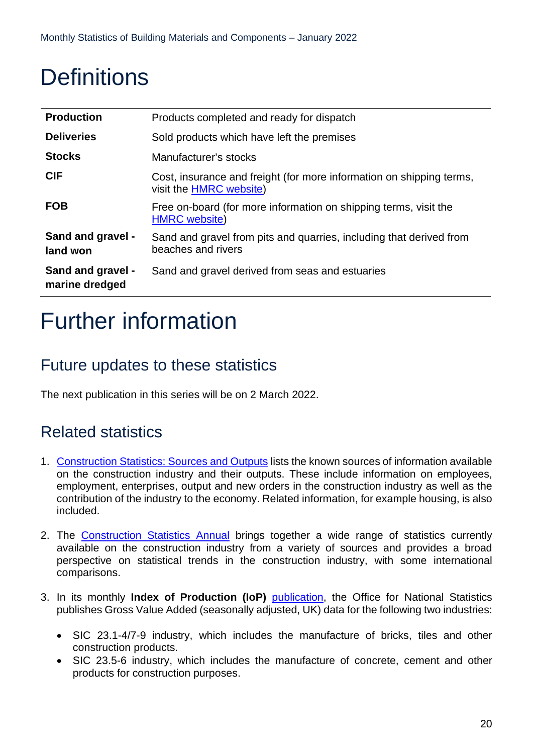# Definitions

| | |
|---|---|
| **Production** | Products completed and ready for dispatch |
| **Deliveries** | Sold products which have left the premises |
| **Stocks** | Manufacturer's stocks |
| **CIF** | Cost, insurance and freight (for more information on shipping terms, visit the [HMRC website](#)) |
| **FOB** | Free on-board (for more information on shipping terms, visit the [HMRC website](#)) |
| **Sand and gravel - land won** | Sand and gravel from pits and quarries, including that derived from beaches and rivers |
| **Sand and gravel - marine dredged** | Sand and gravel derived from seas and estuaries |

# Further information

## Future updates to these statistics

The next publication in this series will be on 2 March 2022.

## Related statistics

1. [Construction Statistics: Sources and Outputs](#) lists the known sources of information available on the construction industry and their outputs. These include information on employees, employment, enterprises, output and new orders in the construction industry as well as the contribution of the industry to the economy. Related information, for example housing, is also included.

2. The [Construction Statistics Annual](#) brings together a wide range of statistics currently available on the construction industry from a variety of sources and provides a broad perspective on statistical trends in the construction industry, with some international comparisons.

3. In its monthly **Index of Production (IoP)** [publication](#), the Office for National Statistics publishes Gross Value Added (seasonally adjusted, UK) data for the following two industries:

    - SIC 23.1-4/7-9 industry, which includes the manufacture of bricks, tiles and other construction products.
    - SIC 23.5-6 industry, which includes the manufacture of concrete, cement and other products for construction purposes.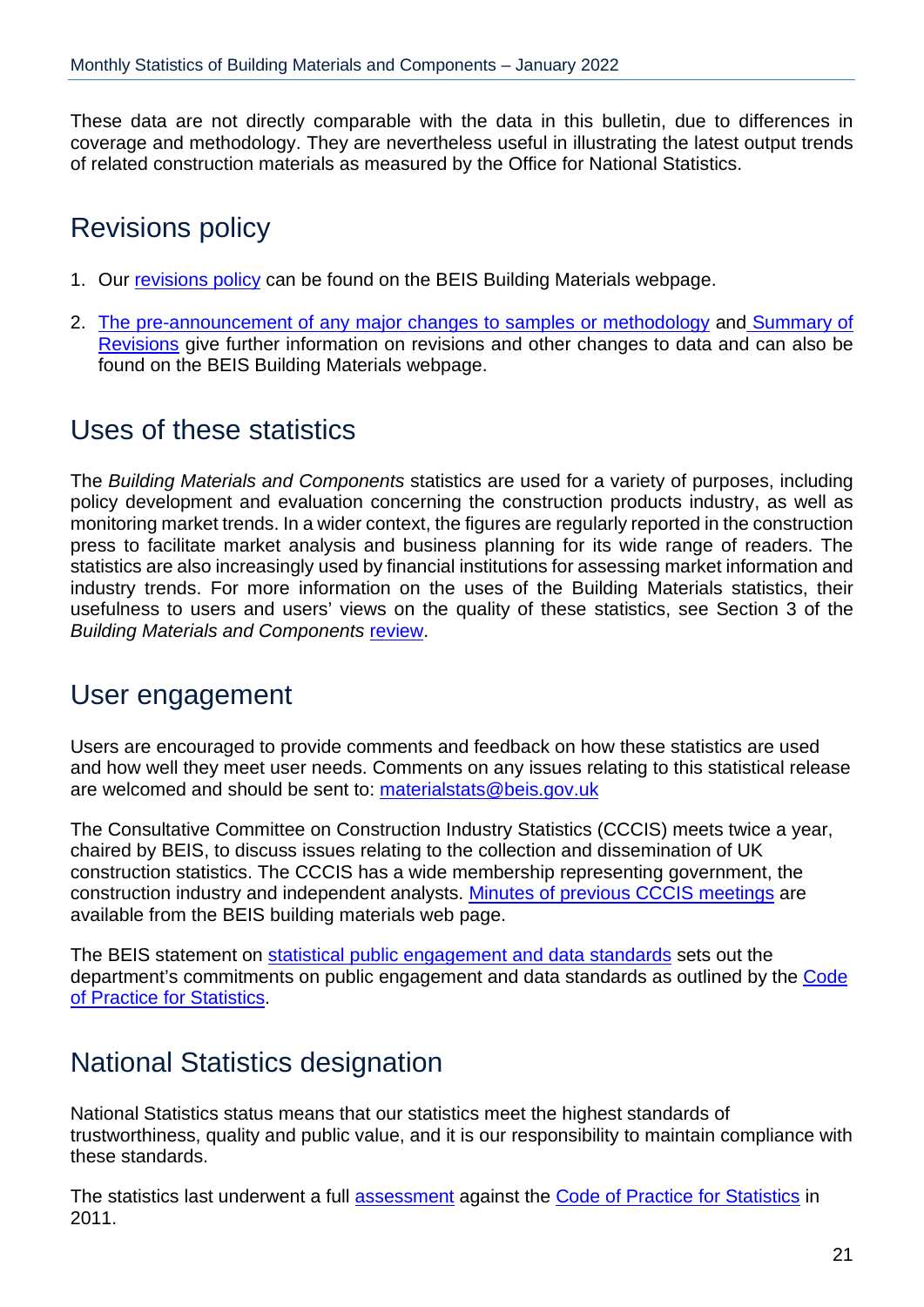These data are not directly comparable with the data in this bulletin, due to differences in coverage and methodology. They are nevertheless useful in illustrating the latest output trends of related construction materials as measured by the Office for National Statistics.

## Revisions policy

1. Our revisions policy can be found on the BEIS Building Materials webpage.

2. The pre-announcement of any major changes to samples or methodology and Summary of Revisions give further information on revisions and other changes to data and can also be found on the BEIS Building Materials webpage.

## Uses of these statistics

The *Building Materials and Components* statistics are used for a variety of purposes, including policy development and evaluation concerning the construction products industry, as well as monitoring market trends. In a wider context, the figures are regularly reported in the construction press to facilitate market analysis and business planning for its wide range of readers. The statistics are also increasingly used by financial institutions for assessing market information and industry trends. For more information on the uses of the Building Materials statistics, their usefulness to users and users' views on the quality of these statistics, see Section 3 of the *Building Materials and Components* review.

## User engagement

Users are encouraged to provide comments and feedback on how these statistics are used and how well they meet user needs. Comments on any issues relating to this statistical release are welcomed and should be sent to: materialstats@beis.gov.uk

The Consultative Committee on Construction Industry Statistics (CCCIS) meets twice a year, chaired by BEIS, to discuss issues relating to the collection and dissemination of UK construction statistics. The CCCIS has a wide membership representing government, the construction industry and independent analysts. Minutes of previous CCCIS meetings are available from the BEIS building materials web page.

The BEIS statement on statistical public engagement and data standards sets out the department's commitments on public engagement and data standards as outlined by the Code of Practice for Statistics.

## National Statistics designation

National Statistics status means that our statistics meet the highest standards of trustworthiness, quality and public value, and it is our responsibility to maintain compliance with these standards.

The statistics last underwent a full assessment against the Code of Practice for Statistics in 2011.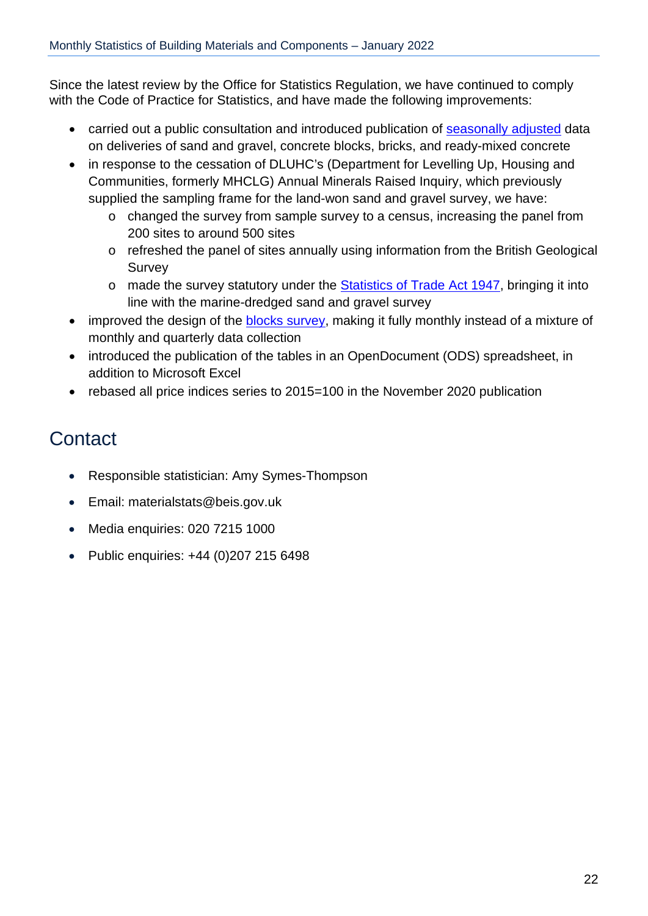Since the latest review by the Office for Statistics Regulation, we have continued to comply with the Code of Practice for Statistics, and have made the following improvements:

- carried out a public consultation and introduced publication of seasonally adjusted data on deliveries of sand and gravel, concrete blocks, bricks, and ready-mixed concrete
- in response to the cessation of DLUHC's (Department for Levelling Up, Housing and Communities, formerly MHCLG) Annual Minerals Raised Inquiry, which previously supplied the sampling frame for the land-won sand and gravel survey, we have:
  - changed the survey from sample survey to a census, increasing the panel from 200 sites to around 500 sites
  - refreshed the panel of sites annually using information from the British Geological Survey
  - made the survey statutory under the Statistics of Trade Act 1947, bringing it into line with the marine-dredged sand and gravel survey
- improved the design of the blocks survey, making it fully monthly instead of a mixture of monthly and quarterly data collection
- introduced the publication of the tables in an OpenDocument (ODS) spreadsheet, in addition to Microsoft Excel
- rebased all price indices series to 2015=100 in the November 2020 publication

# Contact

- Responsible statistician: Amy Symes-Thompson
- Email: materialstats@beis.gov.uk
- Media enquiries: 020 7215 1000
- Public enquiries: +44 (0)207 215 6498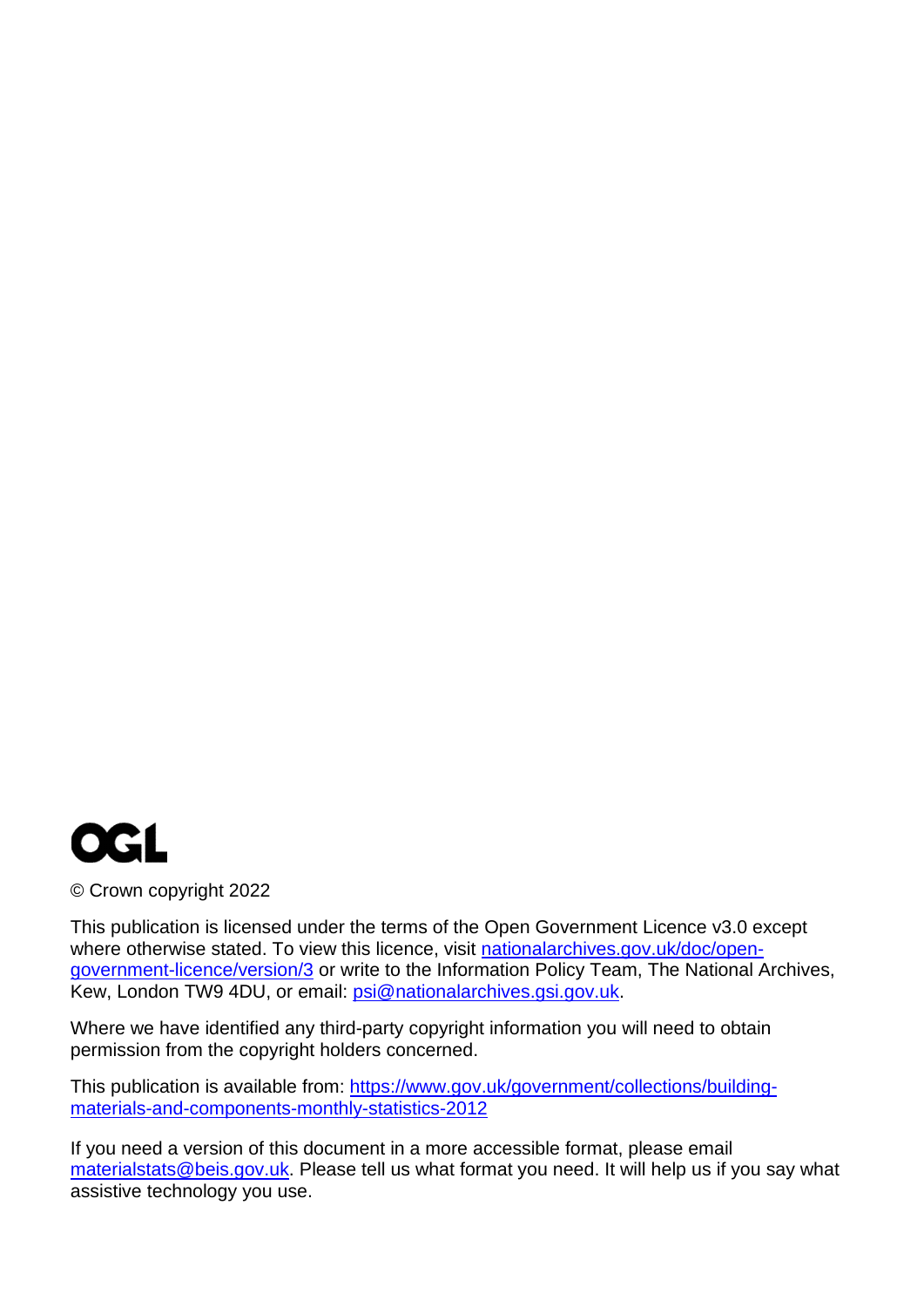OGL

© Crown copyright 2022

This publication is licensed under the terms of the Open Government Licence v3.0 except where otherwise stated. To view this licence, visit nationalarchives.gov.uk/doc/open-government-licence/version/3 or write to the Information Policy Team, The National Archives, Kew, London TW9 4DU, or email: psi@nationalarchives.gsi.gov.uk.

Where we have identified any third-party copyright information you will need to obtain permission from the copyright holders concerned.

This publication is available from: https://www.gov.uk/government/collections/building-materials-and-components-monthly-statistics-2012

If you need a version of this document in a more accessible format, please email materialstats@beis.gov.uk. Please tell us what format you need. It will help us if you say what assistive technology you use.